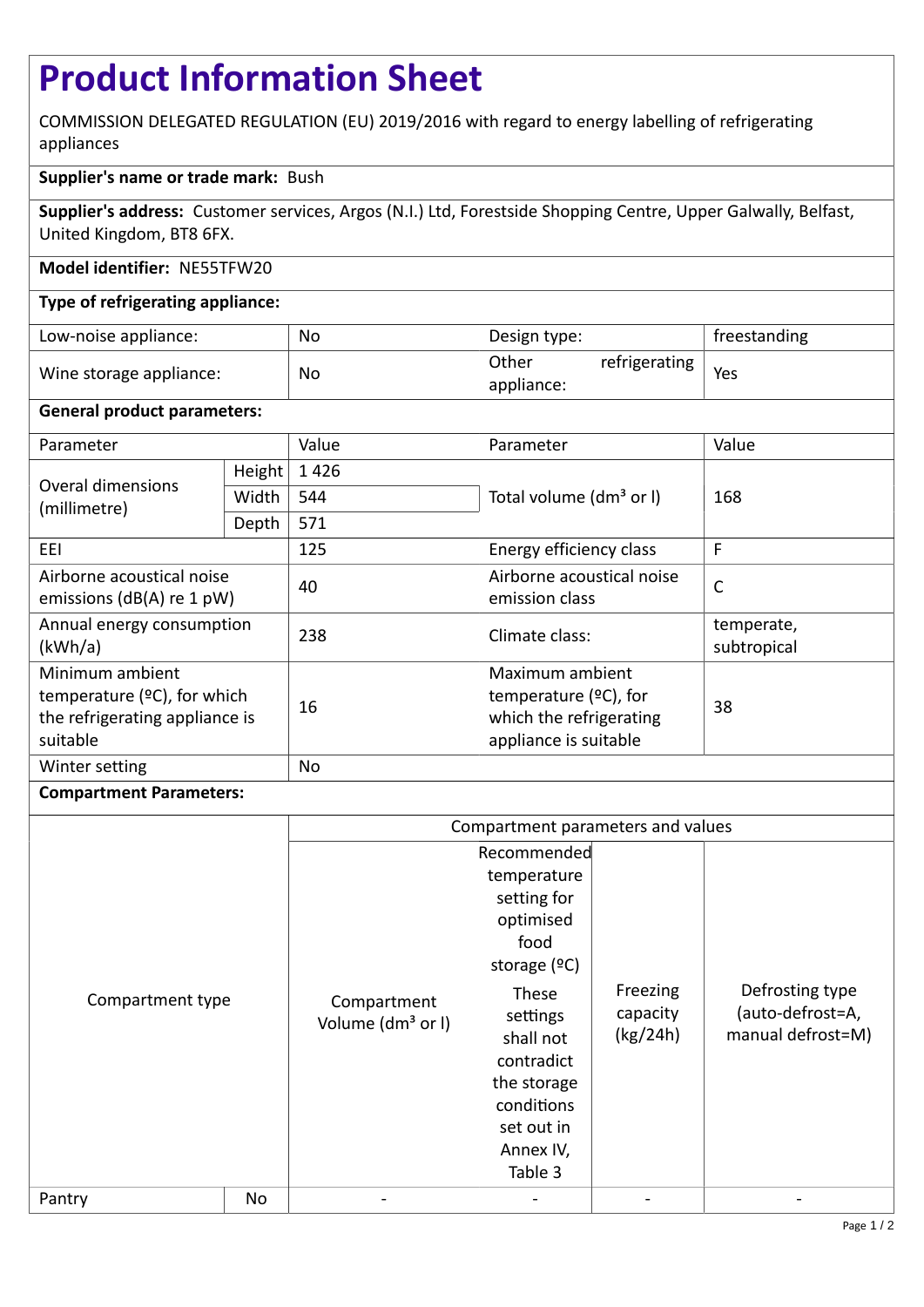# Product Information Sheet

COMMISSION DELEGATED REGULATION (EU) 2019/2016 with regard to energy labelling of refrigerating appliances

**Supplier's name or trade mark:** Bush

**Supplier's address:** Customer services, Argos (N.I.) Ltd, Forestside Shopping Centre, Upper Galwally, Belfast, United Kingdom, BT8 6FX.

**Model identifier:** NE55TFW20

**Type of refrigerating appliance:**

| | | | |
|---|---|---|---|
| Low-noise appliance: | No | Design type: | freestanding |
| Wine storage appliance: | No | Other refrigerating appliance: | Yes |

**General product parameters:**

| Parameter | | Value | Parameter | Value |
|---|---|---|---|---|
| Overal dimensions (millimetre) | Height | 1 426 | Total volume (dm³ or l) | 168 |
| | Width | 544 | | |
| | Depth | 571 | | |
| EEI | | 125 | Energy efficiency class | F |
| Airborne acoustical noise emissions (dB(A) re 1 pW) | | 40 | Airborne acoustical noise emission class | C |
| Annual energy consumption (kWh/a) | | 238 | Climate class: | temperate, subtropical |
| Minimum ambient temperature (ºC), for which the refrigerating appliance is suitable | | 16 | Maximum ambient temperature (ºC), for which the refrigerating appliance is suitable | 38 |
| Winter setting | | No | | |

**Compartment Parameters:**

| Compartment type | | Compartment parameters and values | | | |
|---|---|---|---|---|---|
| | | Compartment Volume (dm³ or l) | Recommended temperature setting for optimised food storage (ºC) These settings shall not contradict the storage conditions set out in Annex IV, Table 3 | Freezing capacity (kg/24h) | Defrosting type (auto-defrost=A, manual defrost=M) |
| Pantry | No | - | - | - | - |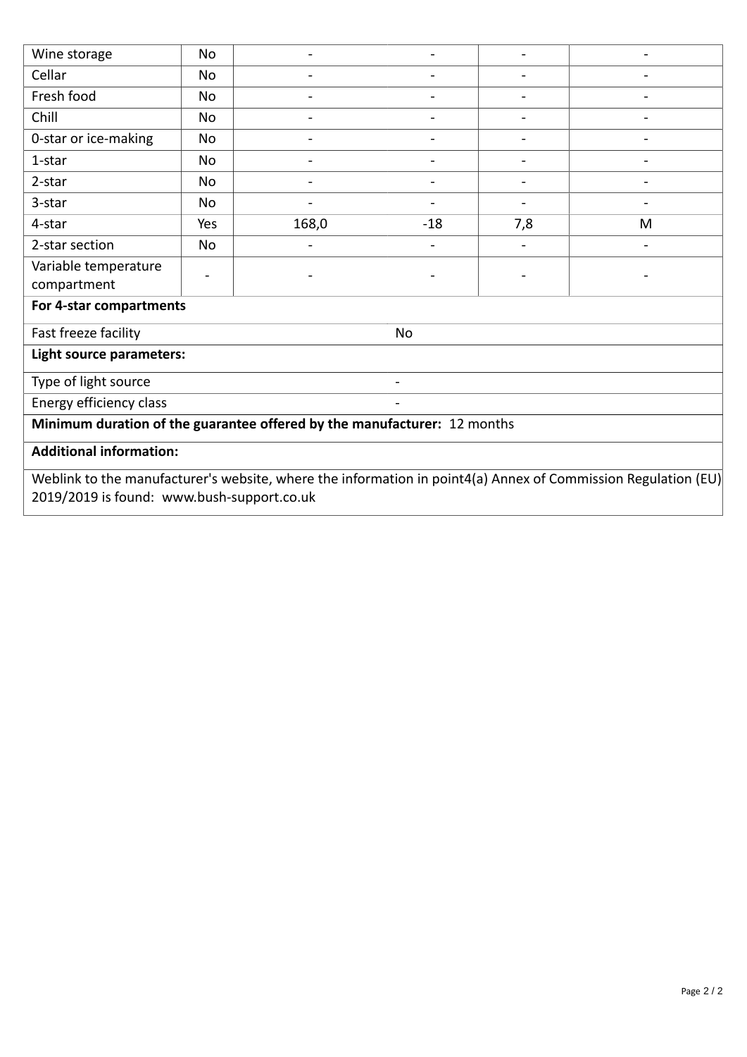| | | | | | |
|---|---|---|---|---|---|
| Wine storage | No | - | - | - | - |
| Cellar | No | - | - | - | - |
| Fresh food | No | - | - | - | - |
| Chill | No | - | - | - | - |
| 0-star or ice-making | No | - | - | - | - |
| 1-star | No | - | - | - | - |
| 2-star | No | - | - | - | - |
| 3-star | No | - | - | - | - |
| 4-star | Yes | 168,0 | -18 | 7,8 | M |
| 2-star section | No | - | - | - | - |
| Variable temperature compartment | - | - | - | - | - |

**For 4-star compartments**

| | |
|---|---|
| Fast freeze facility | No |

**Light source parameters:**

| | |
|---|---|
| Type of light source | - |
| Energy efficiency class | - |

**Minimum duration of the guarantee offered by the manufacturer:** 12 months

**Additional information:**

Weblink to the manufacturer's website, where the information in point4(a) Annex of Commission Regulation (EU) 2019/2019 is found: www.bush-support.co.uk